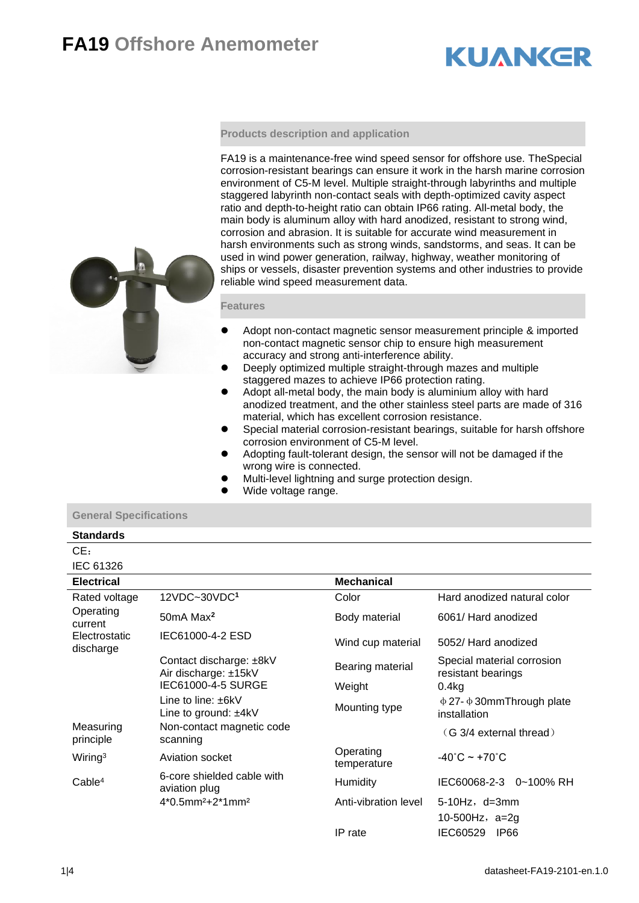# FA19 Offshore Anemometer

KUANKER

## Products description and application

FA19 is a maintenance-free wind speed sensor for offshore use. TheSpecial corrosion-resistant bearings can ensure it work in the harsh marine corrosion environment of C5-M level. Multiple straight-through labyrinths and multiple staggered labyrinth non-contact seals with depth-optimized cavity aspect ratio and depth-to-height ratio can obtain IP66 rating. All-metal body, the main body is aluminum alloy with hard anodized, resistant to strong wind, corrosion and abrasion. It is suitable for accurate wind measurement in harsh environments such as strong winds, sandstorms, and seas. It can be used in wind power generation, railway, highway, weather monitoring of ships or vessels, disaster prevention systems and other industries to provide reliable wind speed measurement data.

## Features

- Adopt non-contact magnetic sensor measurement principle & imported non-contact magnetic sensor chip to ensure high measurement accuracy and strong anti-interference ability.
- Deeply optimized multiple straight-through mazes and multiple staggered mazes to achieve IP66 protection rating.
- Adopt all-metal body, the main body is aluminium alloy with hard anodized treatment, and the other stainless steel parts are made of 316 material, which has excellent corrosion resistance.
- Special material corrosion-resistant bearings, suitable for harsh offshore corrosion environment of C5-M level.
- Adopting fault-tolerant design, the sensor will not be damaged if the wrong wire is connected.
- Multi-level lightning and surge protection design.
- Wide voltage range.

## General Specifications

**Standards**

CE：
IEC 61326

| **Electrical** | | **Mechanical** | |
|---|---|---|---|
| Rated voltage | 12VDC~30VDC[1] | Color | Hard anodized natural color |
| Operating current | 50mA Max[2] | Body material | 6061/ Hard anodized |
| Electrostatic discharge | IEC61000-4-2 ESD | Wind cup material | 5052/ Hard anodized |
| | Contact discharge: ±8kV<br>Air discharge: ±15kV<br>IEC61000-4-5 SURGE | Bearing material | Special material corrosion resistant bearings |
| | | Weight | 0.4kg |
| | Line to line: ±6kV<br>Line to ground: ±4kV | Mounting type | ф27-ф30mmThrough plate installation |
| Measuring principle | Non-contact magnetic code scanning | | （G 3/4 external thread） |
| Wiring[3] | Aviation socket | Operating temperature | -40˚C ~ +70˚C |
| Cable[4] | 6-core shielded cable with aviation plug | Humidity | IEC60068-2-3 0~100% RH |
| | 4*0.5mm²+2*1mm² | Anti-vibration level | 5-10Hz，d=3mm |
| | | | 10-500Hz，a=2g |
| | | IP rate | IEC60529 IP66 |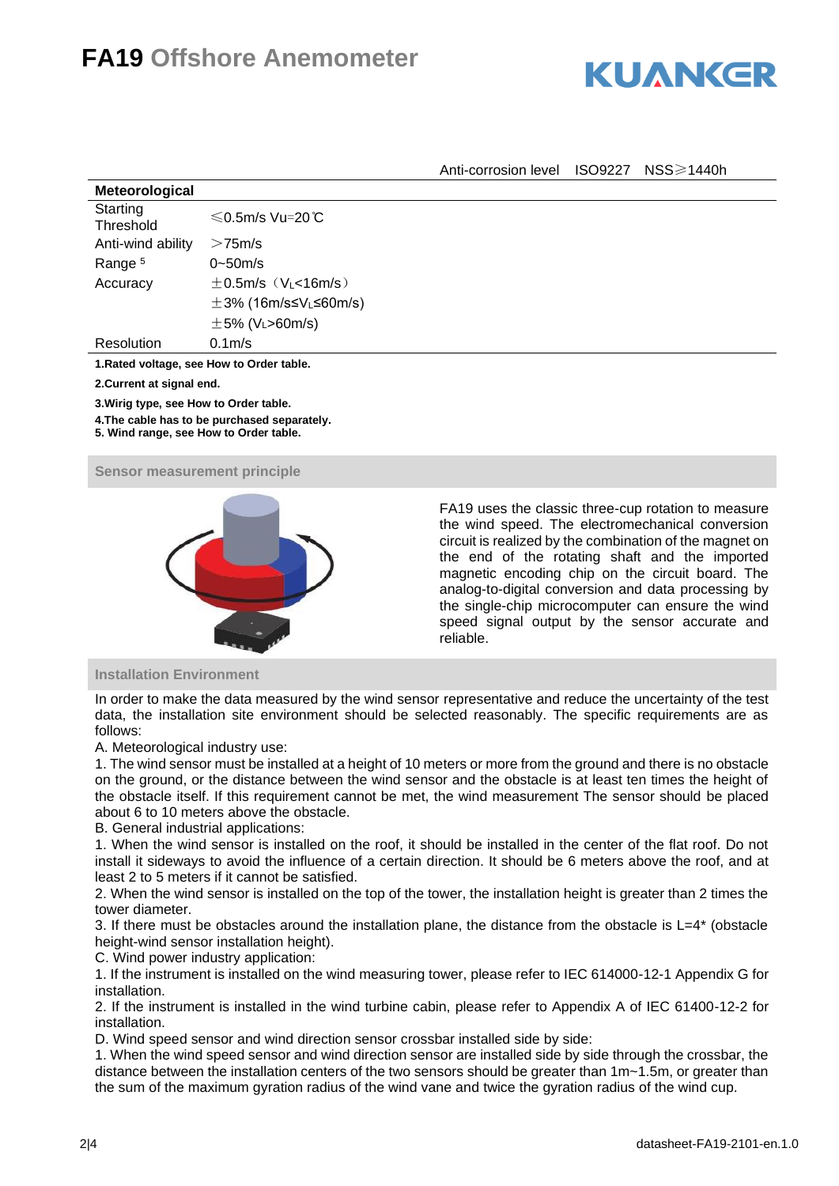# FA19 Offshore Anemometer

| Anti-corrosion level | ISO9227 NSS≥1440h |
|---|---|

| Meteorological | |
|---|---|
| Starting Threshold | ≤0.5m/s Vu=20℃ |
| Anti-wind ability | >75m/s |
| Range [5] | 0~50m/s |
| Accuracy | ±0.5m/s（$V_L$<16m/s） |
| | ±3% (16m/s≤$V_L$≤60m/s) |
| | ±5% ($V_L$>60m/s) |
| Resolution | 0.1m/s |

**1.Rated voltage, see How to Order table.**

**2.Current at signal end.**

**3.Wirig type, see How to Order table.**

**4.The cable has to be purchased separately.**

**5. Wind range, see How to Order table.**

## Sensor measurement principle

FA19 uses the classic three-cup rotation to measure the wind speed. The electromechanical conversion circuit is realized by the combination of the magnet on the end of the rotating shaft and the imported magnetic encoding chip on the circuit board. The analog-to-digital conversion and data processing by the single-chip microcomputer can ensure the wind speed signal output by the sensor accurate and reliable.

## Installation Environment

In order to make the data measured by the wind sensor representative and reduce the uncertainty of the test data, the installation site environment should be selected reasonably. The specific requirements are as follows:

A. Meteorological industry use:

1. The wind sensor must be installed at a height of 10 meters or more from the ground and there is no obstacle on the ground, or the distance between the wind sensor and the obstacle is at least ten times the height of the obstacle itself. If this requirement cannot be met, the wind measurement The sensor should be placed about 6 to 10 meters above the obstacle.

B. General industrial applications:

1. When the wind sensor is installed on the roof, it should be installed in the center of the flat roof. Do not install it sideways to avoid the influence of a certain direction. It should be 6 meters above the roof, and at least 2 to 5 meters if it cannot be satisfied.
2. When the wind sensor is installed on the top of the tower, the installation height is greater than 2 times the tower diameter.
3. If there must be obstacles around the installation plane, the distance from the obstacle is L=4* (obstacle height-wind sensor installation height).

C. Wind power industry application:

1. If the instrument is installed on the wind measuring tower, please refer to IEC 614000-12-1 Appendix G for installation.
2. If the instrument is installed in the wind turbine cabin, please refer to Appendix A of IEC 61400-12-2 for installation.

D. Wind speed sensor and wind direction sensor crossbar installed side by side:

1. When the wind speed sensor and wind direction sensor are installed side by side through the crossbar, the distance between the installation centers of the two sensors should be greater than 1m~1.5m, or greater than the sum of the maximum gyration radius of the wind vane and twice the gyration radius of the wind cup.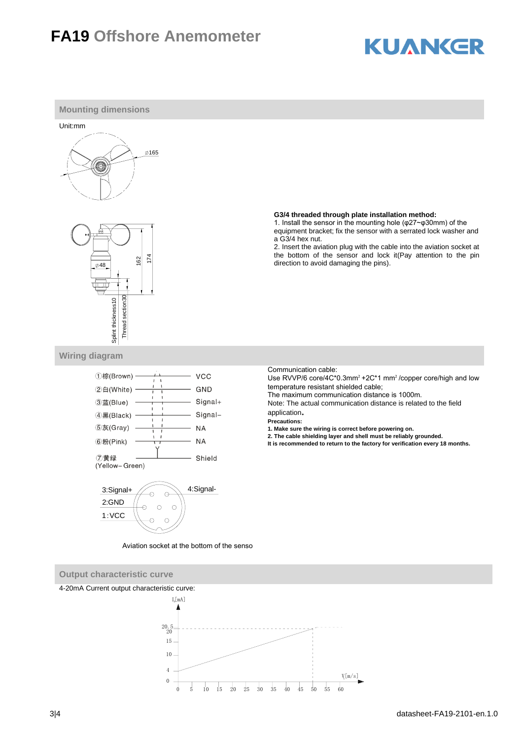# FA19 Offshore Anemometer

## Mounting dimensions

Unit:mm

⌀165

⌀48

162

174

Splint thickness10

Thread section30

**G3/4 threaded through plate installation method:**

1. Install the sensor in the mounting hole (φ27~φ30mm) of the equipment bracket; fix the sensor with a serrated lock washer and a G3/4 hex nut.
2. Insert the aviation plug with the cable into the aviation socket at the bottom of the sensor and lock it(Pay attention to the pin direction to avoid damaging the pins).

## Wiring diagram

| Wire | Function |
|---|---|
| ①棕(Brown) | VCC |
| ②白(White) | GND |
| ③蓝(Blue) | Signal+ |
| ④黑(Black) | Signal− |
| ⑤灰(Gray) | NA |
| ⑥粉(Pink) | NA |
| ⑦黄绿 (Yellow−Green) | Shield |

3:Signal+ 4:Signal-

2:GND

1:VCC

Aviation socket at the bottom of the senso

Communication cable:

Use RVVP/6 core/4C\*0.3mm² +2C\*1 mm² /copper core/high and low temperature resistant shielded cable;

The maximum communication distance is 1000m.

Note: The actual communication distance is related to the field application。

**Precautions:**

**1. Make sure the wiring is correct before powering on.**

**2. The cable shielding layer and shell must be reliably grounded.**

**It is recommended to return to the factory for verification every 18 months.**

## Output characteristic curve

4-20mA Current output characteristic curve:

I[mA]: 0, 4, 10, 15, 20, 20.5

V[m/s]: 0, 5, 10, 15, 20, 25, 30, 35, 40, 45, 50, 55, 60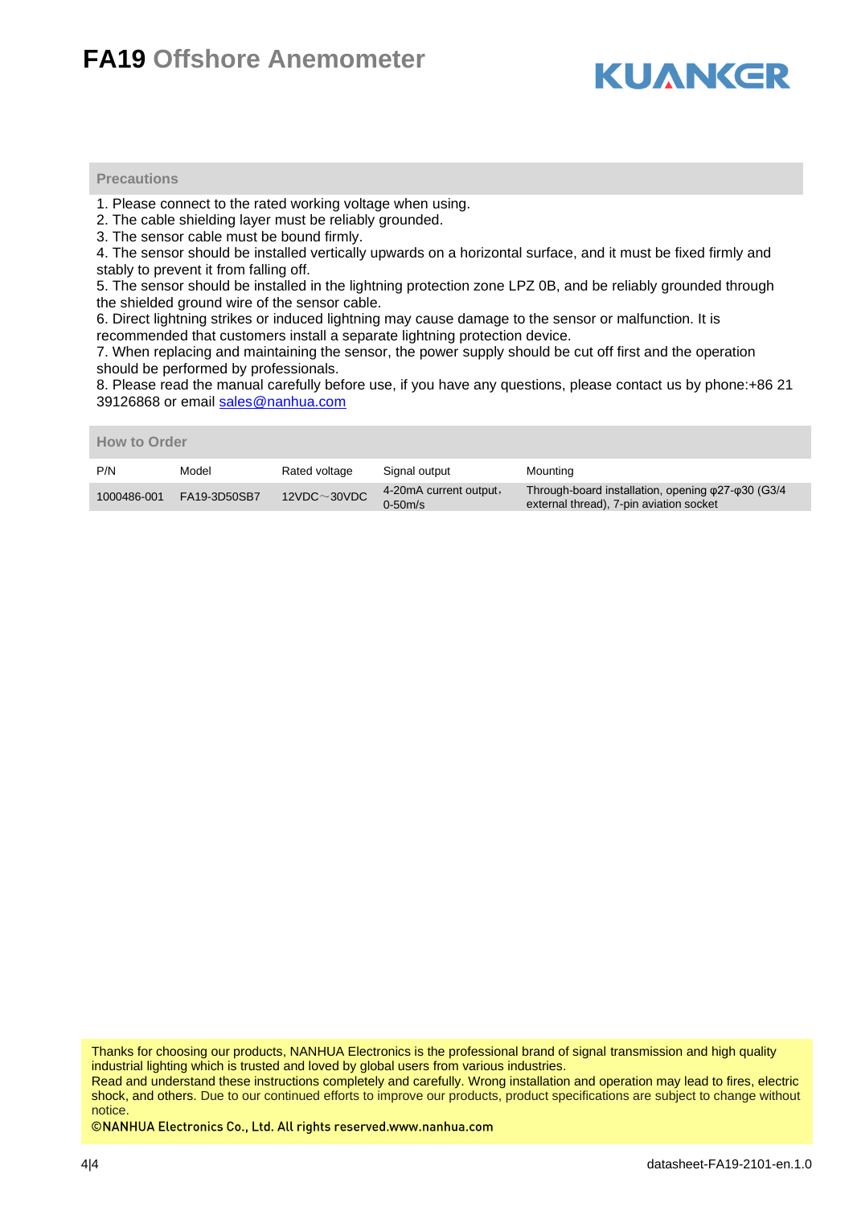## Precautions

1. Please connect to the rated working voltage when using.
2. The cable shielding layer must be reliably grounded.
3. The sensor cable must be bound firmly.
4. The sensor should be installed vertically upwards on a horizontal surface, and it must be fixed firmly and stably to prevent it from falling off.
5. The sensor should be installed in the lightning protection zone LPZ 0B, and be reliably grounded through the shielded ground wire of the sensor cable.
6. Direct lightning strikes or induced lightning may cause damage to the sensor or malfunction. It is recommended that customers install a separate lightning protection device.
7. When replacing and maintaining the sensor, the power supply should be cut off first and the operation should be performed by professionals.
8. Please read the manual carefully before use, if you have any questions, please contact us by phone:+86 21 39126868 or email sales@nanhua.com

## How to Order

| P/N | Model | Rated voltage | Signal output | Mounting |
|---|---|---|---|---|
| 1000486-001 | FA19-3D50SB7 | 12VDC～30VDC | 4-20mA current output，0-50m/s | Through-board installation, opening φ27-φ30 (G3/4 external thread), 7-pin aviation socket |

Thanks for choosing our products, NANHUA Electronics is the professional brand of signal transmission and high quality industrial lighting which is trusted and loved by global users from various industries.
Read and understand these instructions completely and carefully. Wrong installation and operation may lead to fires, electric shock, and others. Due to our continued efforts to improve our products, product specifications are subject to change without notice.

©NANHUA Electronics Co., Ltd. All rights reserved.www.nanhua.com